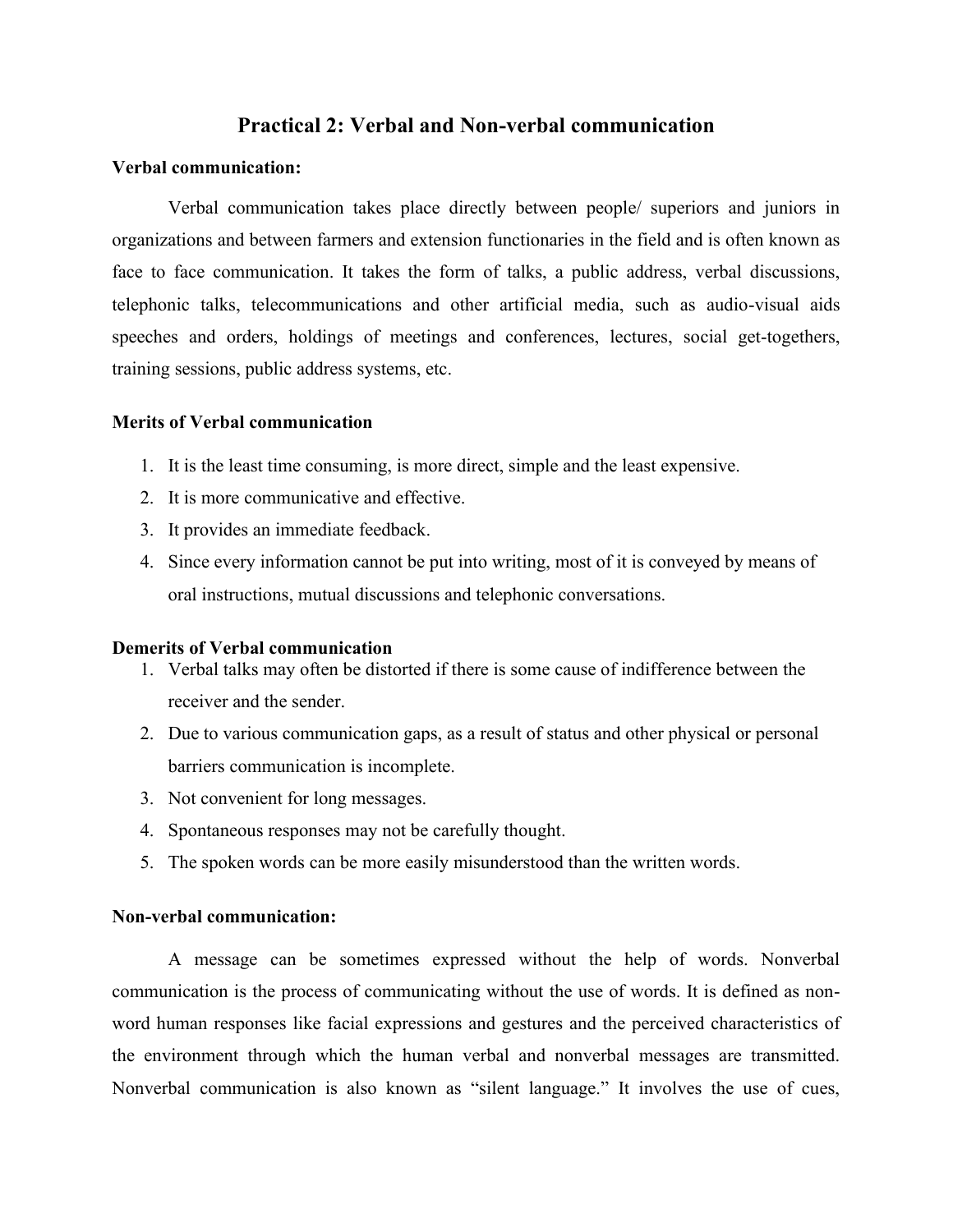# Practical 2: Verbal and Non-verbal communication

**Verbal communication:**

Verbal communication takes place directly between people/ superiors and juniors in organizations and between farmers and extension functionaries in the field and is often known as face to face communication. It takes the form of talks, a public address, verbal discussions, telephonic talks, telecommunications and other artificial media, such as audio-visual aids speeches and orders, holdings of meetings and conferences, lectures, social get-togethers, training sessions, public address systems, etc.

**Merits of Verbal communication**

1. It is the least time consuming, is more direct, simple and the least expensive.
2. It is more communicative and effective.
3. It provides an immediate feedback.
4. Since every information cannot be put into writing, most of it is conveyed by means of oral instructions, mutual discussions and telephonic conversations.

**Demerits of Verbal communication**

1. Verbal talks may often be distorted if there is some cause of indifference between the receiver and the sender.
2. Due to various communication gaps, as a result of status and other physical or personal barriers communication is incomplete.
3. Not convenient for long messages.
4. Spontaneous responses may not be carefully thought.
5. The spoken words can be more easily misunderstood than the written words.

**Non-verbal communication:**

A message can be sometimes expressed without the help of words. Nonverbal communication is the process of communicating without the use of words. It is defined as non-word human responses like facial expressions and gestures and the perceived characteristics of the environment through which the human verbal and nonverbal messages are transmitted. Nonverbal communication is also known as "silent language." It involves the use of cues,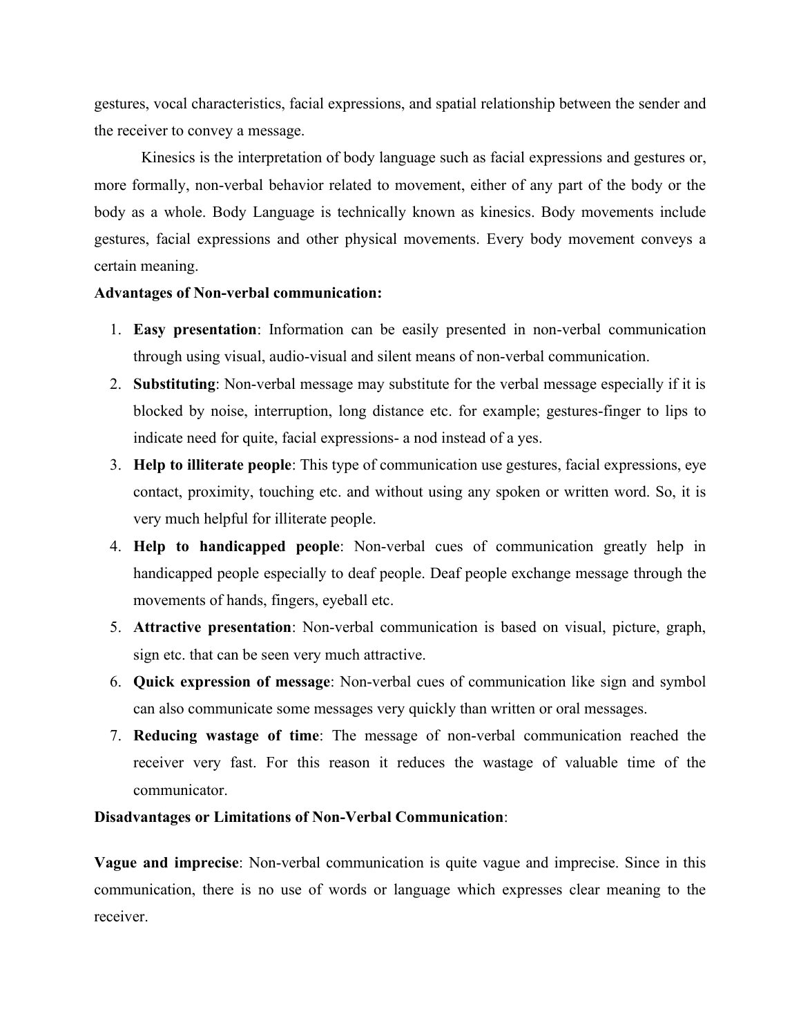gestures, vocal characteristics, facial expressions, and spatial relationship between the sender and the receiver to convey a message.

Kinesics is the interpretation of body language such as facial expressions and gestures or, more formally, non-verbal behavior related to movement, either of any part of the body or the body as a whole. Body Language is technically known as kinesics. Body movements include gestures, facial expressions and other physical movements. Every body movement conveys a certain meaning.

**Advantages of Non-verbal communication:**

1. **Easy presentation**: Information can be easily presented in non-verbal communication through using visual, audio-visual and silent means of non-verbal communication.
2. **Substituting**: Non-verbal message may substitute for the verbal message especially if it is blocked by noise, interruption, long distance etc. for example; gestures-finger to lips to indicate need for quite, facial expressions- a nod instead of a yes.
3. **Help to illiterate people**: This type of communication use gestures, facial expressions, eye contact, proximity, touching etc. and without using any spoken or written word. So, it is very much helpful for illiterate people.
4. **Help to handicapped people**: Non-verbal cues of communication greatly help in handicapped people especially to deaf people. Deaf people exchange message through the movements of hands, fingers, eyeball etc.
5. **Attractive presentation**: Non-verbal communication is based on visual, picture, graph, sign etc. that can be seen very much attractive.
6. **Quick expression of message**: Non-verbal cues of communication like sign and symbol can also communicate some messages very quickly than written or oral messages.
7. **Reducing wastage of time**: The message of non-verbal communication reached the receiver very fast. For this reason it reduces the wastage of valuable time of the communicator.

**Disadvantages or Limitations of Non-Verbal Communication**:

**Vague and imprecise**: Non-verbal communication is quite vague and imprecise. Since in this communication, there is no use of words or language which expresses clear meaning to the receiver.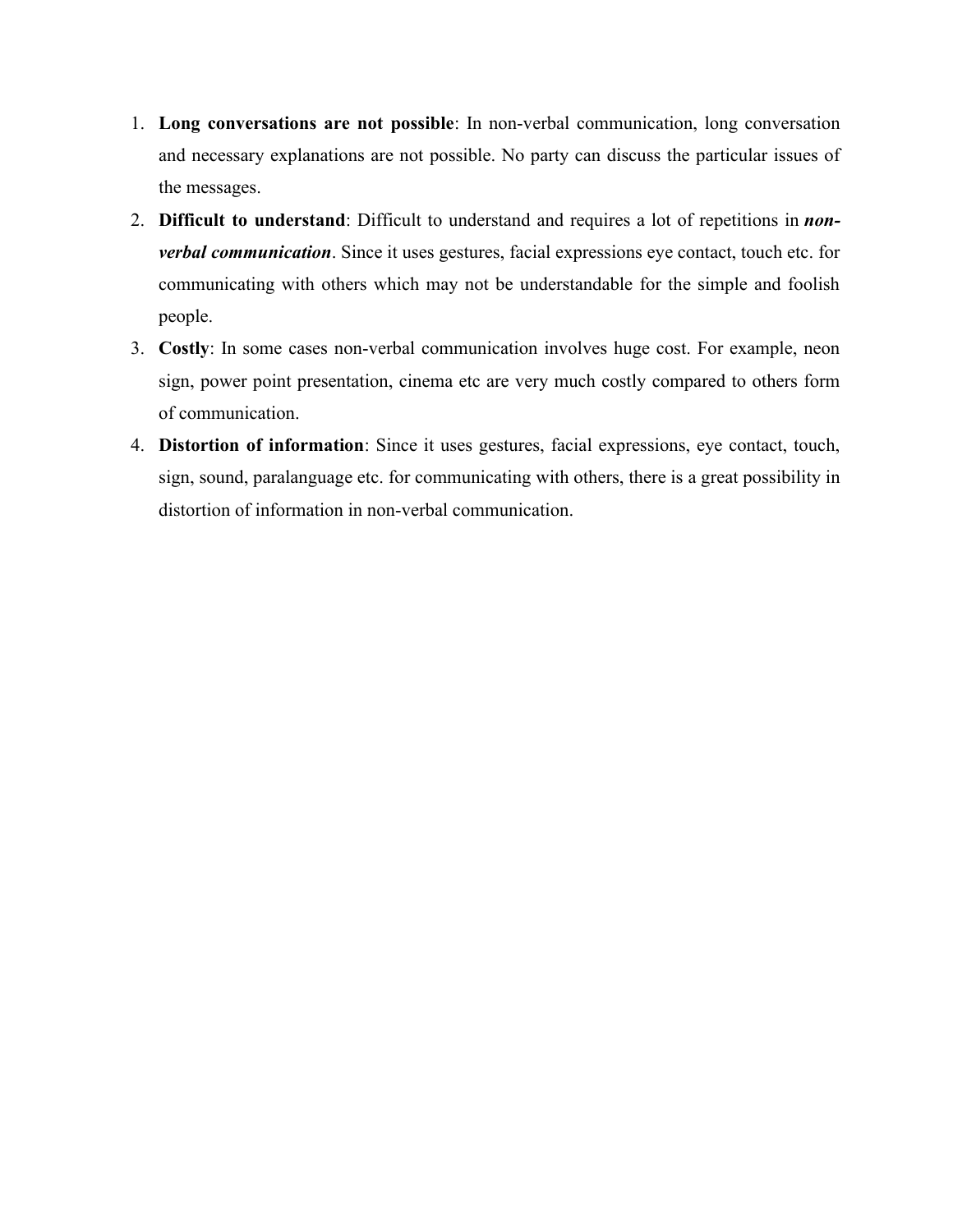1. **Long conversations are not possible**: In non-verbal communication, long conversation and necessary explanations are not possible. No party can discuss the particular issues of the messages.
2. **Difficult to understand**: Difficult to understand and requires a lot of repetitions in ***non-verbal communication***. Since it uses gestures, facial expressions eye contact, touch etc. for communicating with others which may not be understandable for the simple and foolish people.
3. **Costly**: In some cases non-verbal communication involves huge cost. For example, neon sign, power point presentation, cinema etc are very much costly compared to others form of communication.
4. **Distortion of information**: Since it uses gestures, facial expressions, eye contact, touch, sign, sound, paralanguage etc. for communicating with others, there is a great possibility in distortion of information in non-verbal communication.